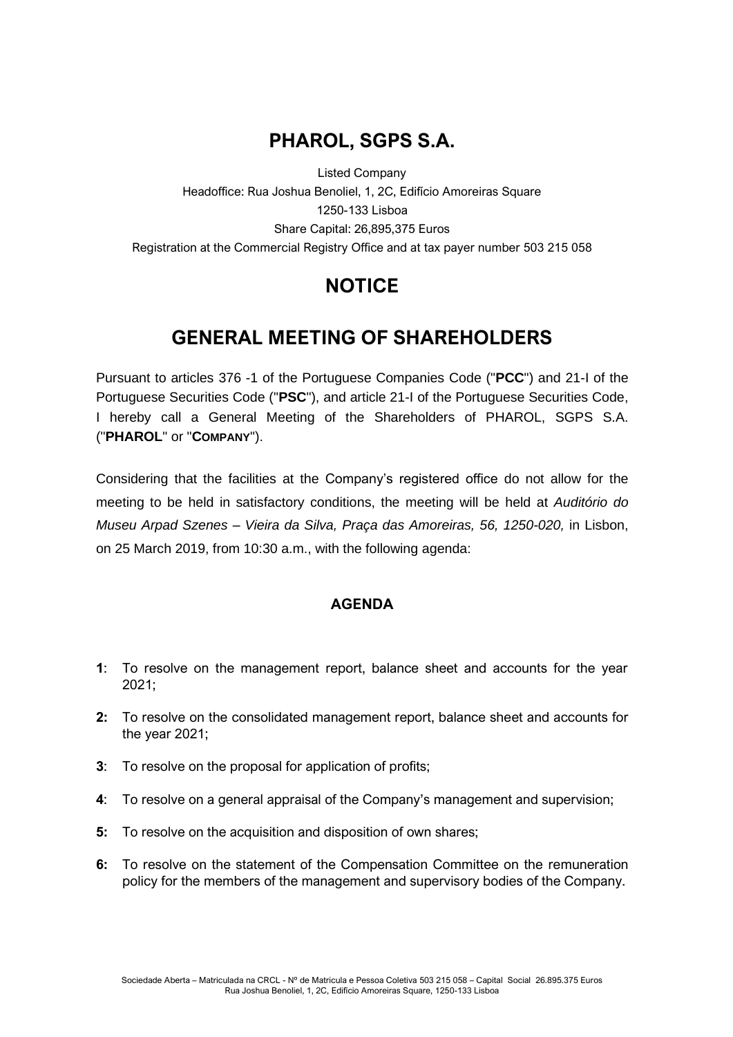# PHAROL, SGPS S.A.

Listed Company
Headoffice: Rua Joshua Benoliel, 1, 2C, Edifício Amoreiras Square
1250-133 Lisboa
Share Capital: 26,895,375 Euros
Registration at the Commercial Registry Office and at tax payer number 503 215 058

# NOTICE

# GENERAL MEETING OF SHAREHOLDERS

Pursuant to articles 376 -1 of the Portuguese Companies Code ("**PCC**") and 21-I of the Portuguese Securities Code ("**PSC**"), and article 21-I of the Portuguese Securities Code, I hereby call a General Meeting of the Shareholders of PHAROL, SGPS S.A. ("**PHAROL**" or "**COMPANY**").

Considering that the facilities at the Company's registered office do not allow for the meeting to be held in satisfactory conditions, the meeting will be held at *Auditório do Museu Arpad Szenes – Vieira da Silva, Praça das Amoreiras, 56, 1250-020,* in Lisbon, on 25 March 2019, from 10:30 a.m., with the following agenda:

## AGENDA

**1**: To resolve on the management report, balance sheet and accounts for the year 2021;

**2:** To resolve on the consolidated management report, balance sheet and accounts for the year 2021;

**3**: To resolve on the proposal for application of profits;

**4**: To resolve on a general appraisal of the Company's management and supervision;

**5:** To resolve on the acquisition and disposition of own shares;

**6:** To resolve on the statement of the Compensation Committee on the remuneration policy for the members of the management and supervisory bodies of the Company.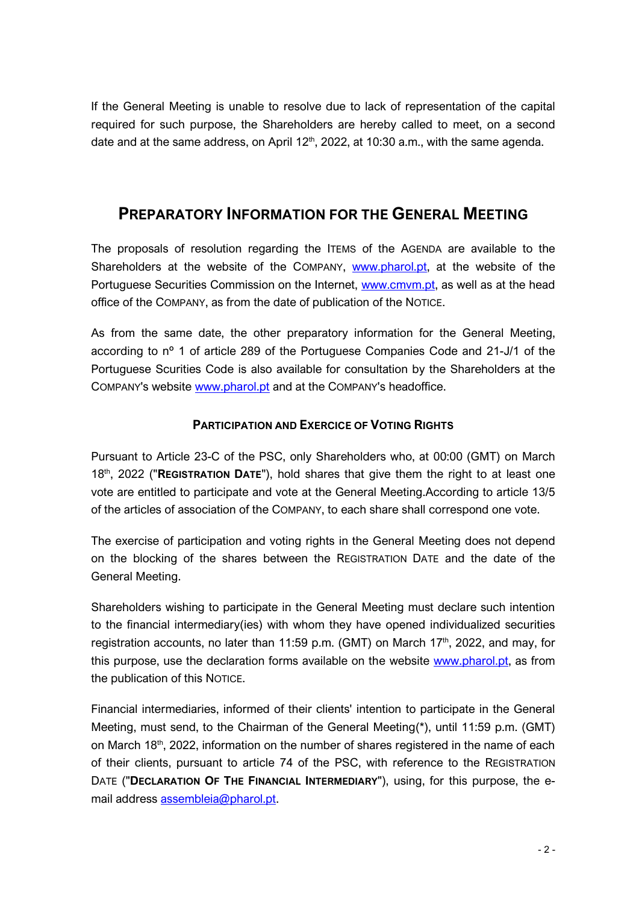If the General Meeting is unable to resolve due to lack of representation of the capital required for such purpose, the Shareholders are hereby called to meet, on a second date and at the same address, on April 12th, 2022, at 10:30 a.m., with the same agenda.

## PREPARATORY INFORMATION FOR THE GENERAL MEETING

The proposals of resolution regarding the ITEMS of the AGENDA are available to the Shareholders at the website of the COMPANY, www.pharol.pt, at the website of the Portuguese Securities Commission on the Internet, www.cmvm.pt, as well as at the head office of the COMPANY, as from the date of publication of the NOTICE.

As from the same date, the other preparatory information for the General Meeting, according to nº 1 of article 289 of the Portuguese Companies Code and 21-J/1 of the Portuguese Scurities Code is also available for consultation by the Shareholders at the COMPANY's website www.pharol.pt and at the COMPANY's headoffice.

### PARTICIPATION AND EXERCICE OF VOTING RIGHTS

Pursuant to Article 23-C of the PSC, only Shareholders who, at 00:00 (GMT) on March 18th, 2022 ("**REGISTRATION DATE**"), hold shares that give them the right to at least one vote are entitled to participate and vote at the General Meeting.According to article 13/5 of the articles of association of the COMPANY, to each share shall correspond one vote.

The exercise of participation and voting rights in the General Meeting does not depend on the blocking of the shares between the REGISTRATION DATE and the date of the General Meeting.

Shareholders wishing to participate in the General Meeting must declare such intention to the financial intermediary(ies) with whom they have opened individualized securities registration accounts, no later than 11:59 p.m. (GMT) on March 17th, 2022, and may, for this purpose, use the declaration forms available on the website www.pharol.pt, as from the publication of this NOTICE.

Financial intermediaries, informed of their clients' intention to participate in the General Meeting, must send, to the Chairman of the General Meeting(*), until 11:59 p.m. (GMT) on March 18th, 2022, information on the number of shares registered in the name of each of their clients, pursuant to article 74 of the PSC, with reference to the REGISTRATION DATE ("**DECLARATION OF THE FINANCIAL INTERMEDIARY**"), using, for this purpose, the e-mail address assembleia@pharol.pt.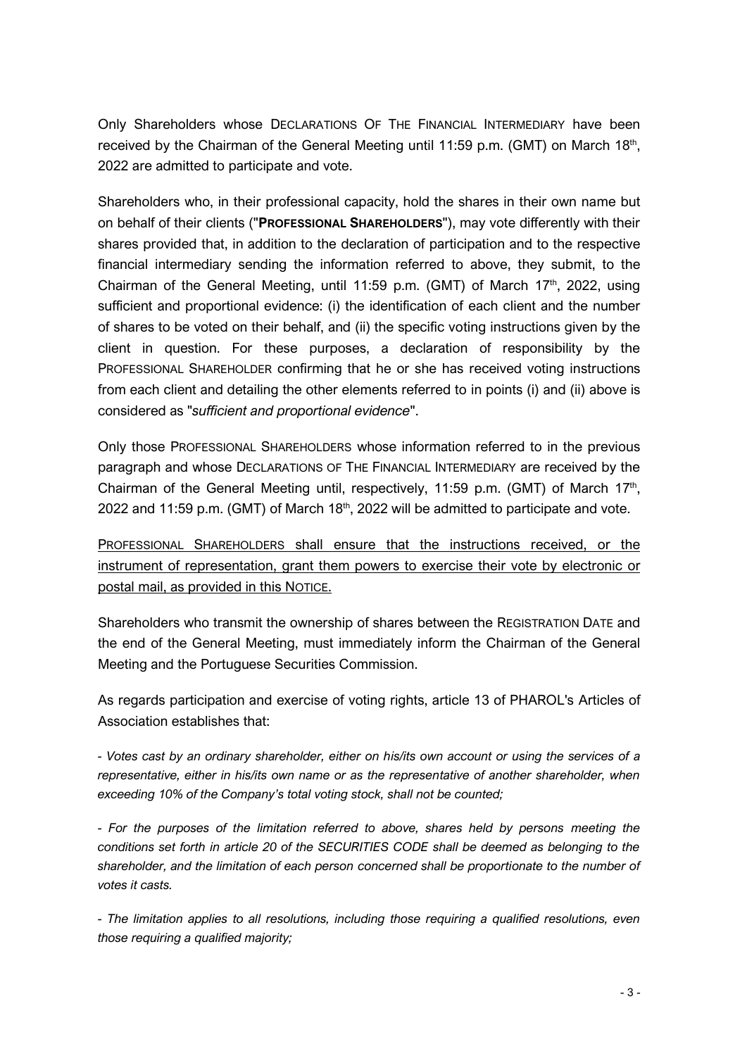Only Shareholders whose DECLARATIONS OF THE FINANCIAL INTERMEDIARY have been received by the Chairman of the General Meeting until 11:59 p.m. (GMT) on March 18th, 2022 are admitted to participate and vote.

Shareholders who, in their professional capacity, hold the shares in their own name but on behalf of their clients ("**PROFESSIONAL SHAREHOLDERS**"), may vote differently with their shares provided that, in addition to the declaration of participation and to the respective financial intermediary sending the information referred to above, they submit, to the Chairman of the General Meeting, until 11:59 p.m. (GMT) of March 17th, 2022, using sufficient and proportional evidence: (i) the identification of each client and the number of shares to be voted on their behalf, and (ii) the specific voting instructions given by the client in question. For these purposes, a declaration of responsibility by the PROFESSIONAL SHAREHOLDER confirming that he or she has received voting instructions from each client and detailing the other elements referred to in points (i) and (ii) above is considered as "*sufficient and proportional evidence*".

Only those PROFESSIONAL SHAREHOLDERS whose information referred to in the previous paragraph and whose DECLARATIONS OF THE FINANCIAL INTERMEDIARY are received by the Chairman of the General Meeting until, respectively, 11:59 p.m. (GMT) of March 17th, 2022 and 11:59 p.m. (GMT) of March 18th, 2022 will be admitted to participate and vote.

PROFESSIONAL SHAREHOLDERS shall ensure that the instructions received, or the instrument of representation, grant them powers to exercise their vote by electronic or postal mail, as provided in this NOTICE.

Shareholders who transmit the ownership of shares between the REGISTRATION DATE and the end of the General Meeting, must immediately inform the Chairman of the General Meeting and the Portuguese Securities Commission.

As regards participation and exercise of voting rights, article 13 of PHAROL's Articles of Association establishes that:

*- Votes cast by an ordinary shareholder, either on his/its own account or using the services of a representative, either in his/its own name or as the representative of another shareholder, when exceeding 10% of the Company's total voting stock, shall not be counted;*

*- For the purposes of the limitation referred to above, shares held by persons meeting the conditions set forth in article 20 of the SECURITIES CODE shall be deemed as belonging to the shareholder, and the limitation of each person concerned shall be proportionate to the number of votes it casts.*

*- The limitation applies to all resolutions, including those requiring a qualified resolutions, even those requiring a qualified majority;*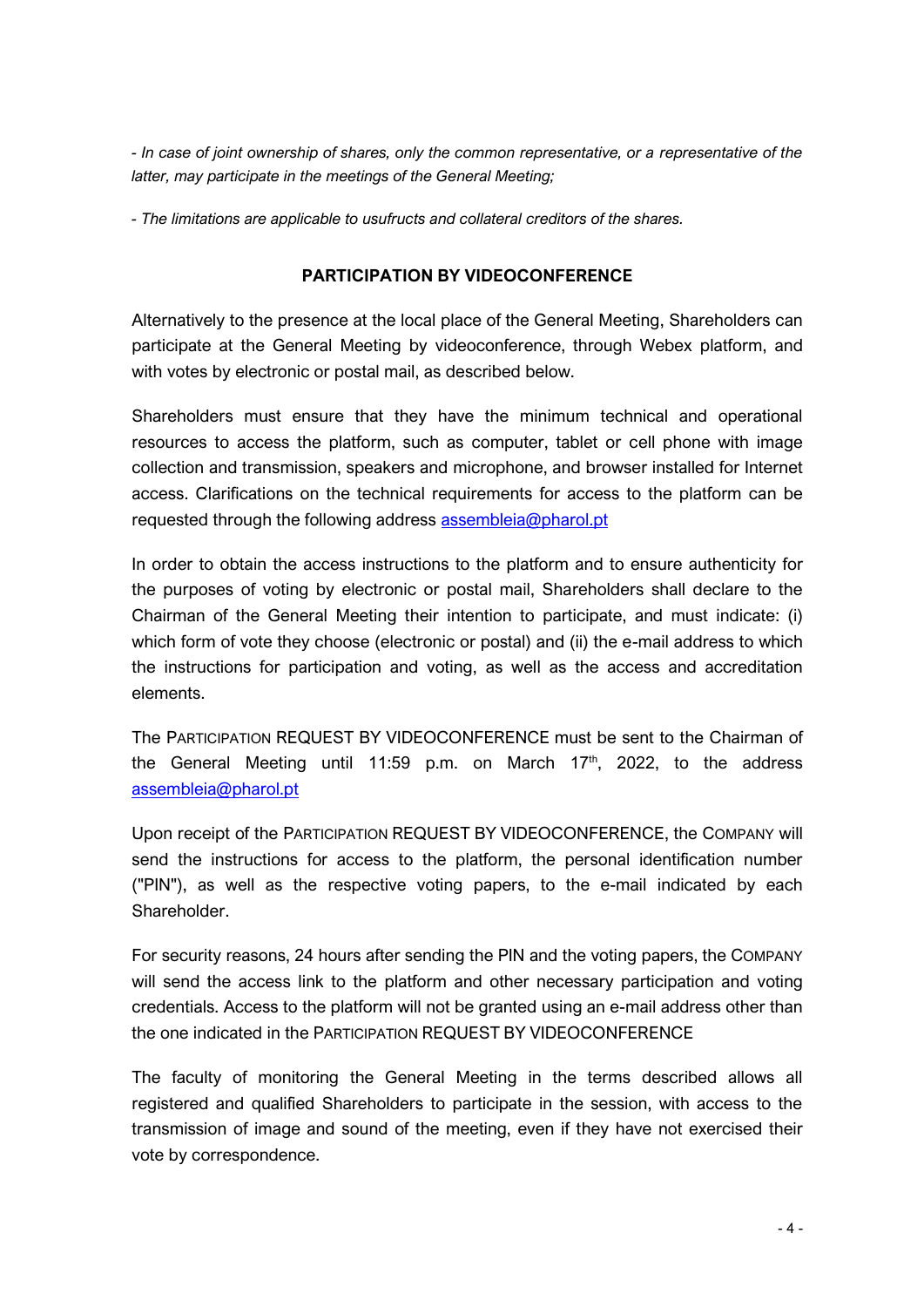*- In case of joint ownership of shares, only the common representative, or a representative of the latter, may participate in the meetings of the General Meeting;*

*- The limitations are applicable to usufructs and collateral creditors of the shares.*

## PARTICIPATION BY VIDEOCONFERENCE

Alternatively to the presence at the local place of the General Meeting, Shareholders can participate at the General Meeting by videoconference, through Webex platform, and with votes by electronic or postal mail, as described below.

Shareholders must ensure that they have the minimum technical and operational resources to access the platform, such as computer, tablet or cell phone with image collection and transmission, speakers and microphone, and browser installed for Internet access. Clarifications on the technical requirements for access to the platform can be requested through the following address assembleia@pharol.pt

In order to obtain the access instructions to the platform and to ensure authenticity for the purposes of voting by electronic or postal mail, Shareholders shall declare to the Chairman of the General Meeting their intention to participate, and must indicate: (i) which form of vote they choose (electronic or postal) and (ii) the e-mail address to which the instructions for participation and voting, as well as the access and accreditation elements.

The PARTICIPATION REQUEST BY VIDEOCONFERENCE must be sent to the Chairman of the General Meeting until 11:59 p.m. on March 17th, 2022, to the address assembleia@pharol.pt

Upon receipt of the PARTICIPATION REQUEST BY VIDEOCONFERENCE, the COMPANY will send the instructions for access to the platform, the personal identification number ("PIN"), as well as the respective voting papers, to the e-mail indicated by each Shareholder.

For security reasons, 24 hours after sending the PIN and the voting papers, the COMPANY will send the access link to the platform and other necessary participation and voting credentials. Access to the platform will not be granted using an e-mail address other than the one indicated in the PARTICIPATION REQUEST BY VIDEOCONFERENCE

The faculty of monitoring the General Meeting in the terms described allows all registered and qualified Shareholders to participate in the session, with access to the transmission of image and sound of the meeting, even if they have not exercised their vote by correspondence.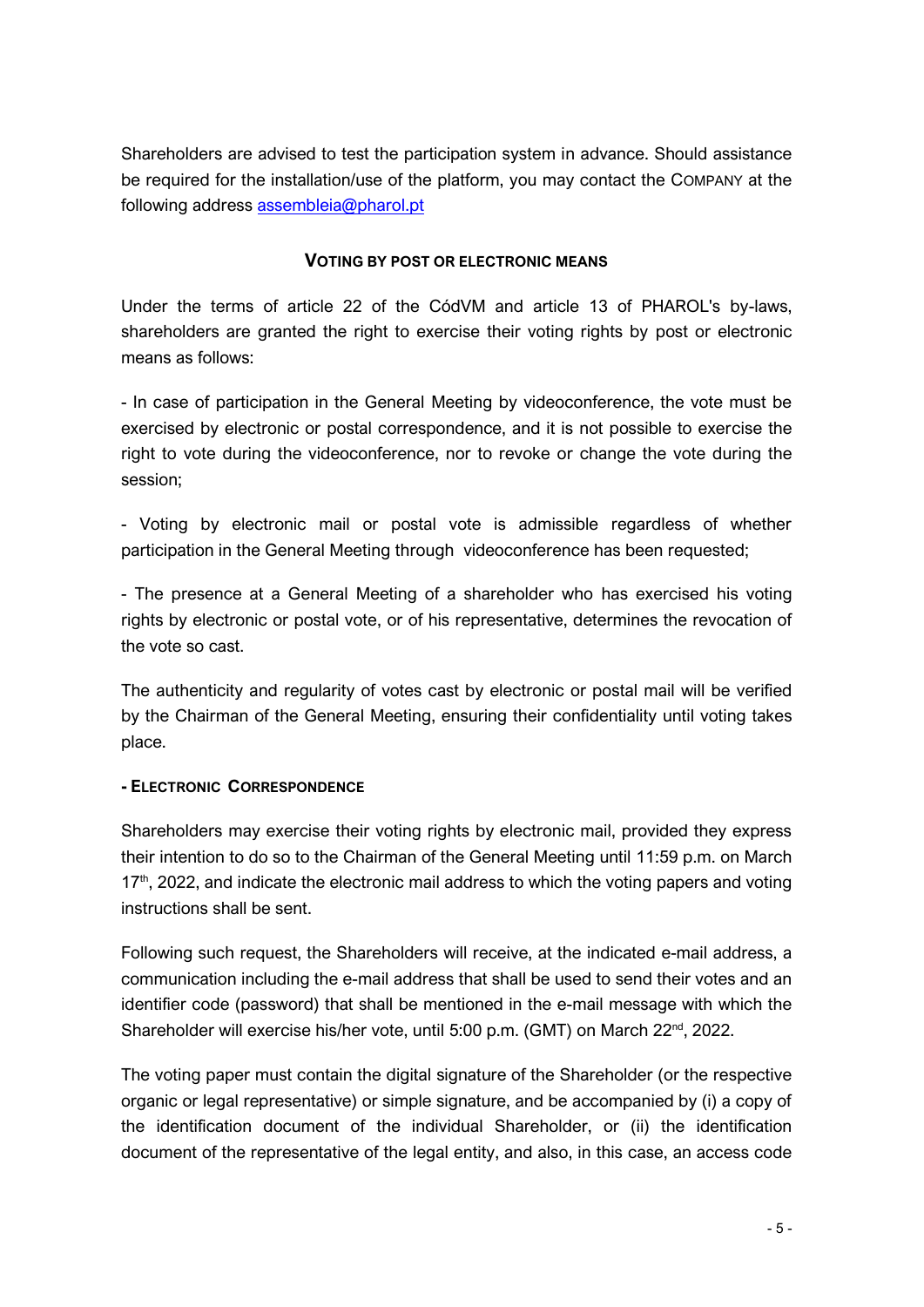Shareholders are advised to test the participation system in advance. Should assistance be required for the installation/use of the platform, you may contact the COMPANY at the following address [assembleia@pharol.pt](mailto:assembleia@pharol.pt)

### VOTING BY POST OR ELECTRONIC MEANS

Under the terms of article 22 of the CódVM and article 13 of PHAROL's by-laws, shareholders are granted the right to exercise their voting rights by post or electronic means as follows:

- In case of participation in the General Meeting by videoconference, the vote must be exercised by electronic or postal correspondence, and it is not possible to exercise the right to vote during the videoconference, nor to revoke or change the vote during the session;

- Voting by electronic mail or postal vote is admissible regardless of whether participation in the General Meeting through videoconference has been requested;

- The presence at a General Meeting of a shareholder who has exercised his voting rights by electronic or postal vote, or of his representative, determines the revocation of the vote so cast.

The authenticity and regularity of votes cast by electronic or postal mail will be verified by the Chairman of the General Meeting, ensuring their confidentiality until voting takes place.

**- ELECTRONIC CORRESPONDENCE**

Shareholders may exercise their voting rights by electronic mail, provided they express their intention to do so to the Chairman of the General Meeting until 11:59 p.m. on March 17th, 2022, and indicate the electronic mail address to which the voting papers and voting instructions shall be sent.

Following such request, the Shareholders will receive, at the indicated e-mail address, a communication including the e-mail address that shall be used to send their votes and an identifier code (password) that shall be mentioned in the e-mail message with which the Shareholder will exercise his/her vote, until 5:00 p.m. (GMT) on March 22nd, 2022.

The voting paper must contain the digital signature of the Shareholder (or the respective organic or legal representative) or simple signature, and be accompanied by (i) a copy of the identification document of the individual Shareholder, or (ii) the identification document of the representative of the legal entity, and also, in this case, an access code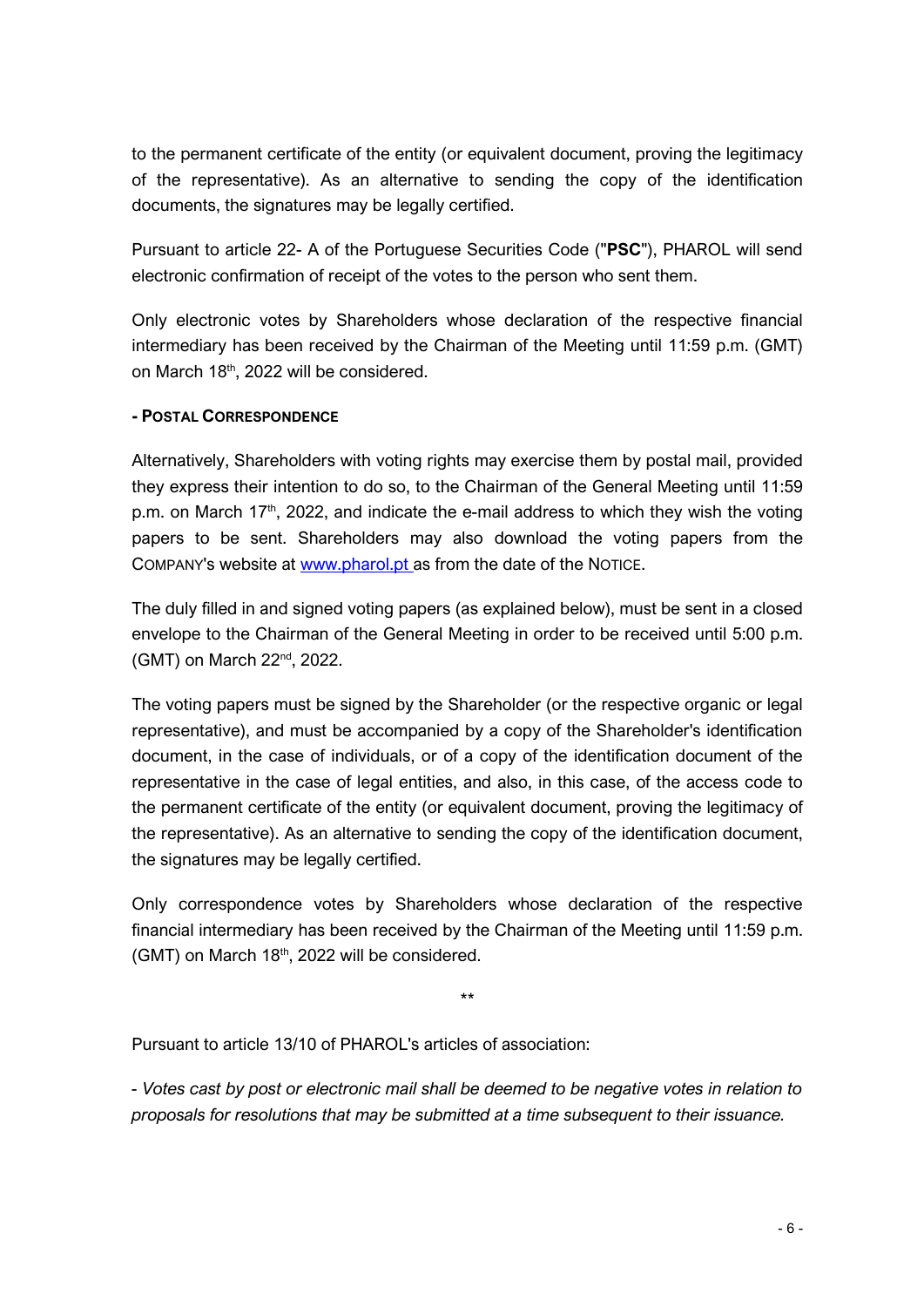to the permanent certificate of the entity (or equivalent document, proving the legitimacy of the representative). As an alternative to sending the copy of the identification documents, the signatures may be legally certified.

Pursuant to article 22- A of the Portuguese Securities Code ("**PSC**"), PHAROL will send electronic confirmation of receipt of the votes to the person who sent them.

Only electronic votes by Shareholders whose declaration of the respective financial intermediary has been received by the Chairman of the Meeting until 11:59 p.m. (GMT) on March 18th, 2022 will be considered.

**- POSTAL CORRESPONDENCE**

Alternatively, Shareholders with voting rights may exercise them by postal mail, provided they express their intention to do so, to the Chairman of the General Meeting until 11:59 p.m. on March 17th, 2022, and indicate the e-mail address to which they wish the voting papers to be sent. Shareholders may also download the voting papers from the COMPANY's website at [www.pharol.pt](http://www.pharol.pt) as from the date of the NOTICE.

The duly filled in and signed voting papers (as explained below), must be sent in a closed envelope to the Chairman of the General Meeting in order to be received until 5:00 p.m. (GMT) on March 22nd, 2022.

The voting papers must be signed by the Shareholder (or the respective organic or legal representative), and must be accompanied by a copy of the Shareholder's identification document, in the case of individuals, or of a copy of the identification document of the representative in the case of legal entities, and also, in this case, of the access code to the permanent certificate of the entity (or equivalent document, proving the legitimacy of the representative). As an alternative to sending the copy of the identification document, the signatures may be legally certified.

Only correspondence votes by Shareholders whose declaration of the respective financial intermediary has been received by the Chairman of the Meeting until 11:59 p.m. (GMT) on March 18th, 2022 will be considered.

**

Pursuant to article 13/10 of PHAROL's articles of association:

*- Votes cast by post or electronic mail shall be deemed to be negative votes in relation to proposals for resolutions that may be submitted at a time subsequent to their issuance.*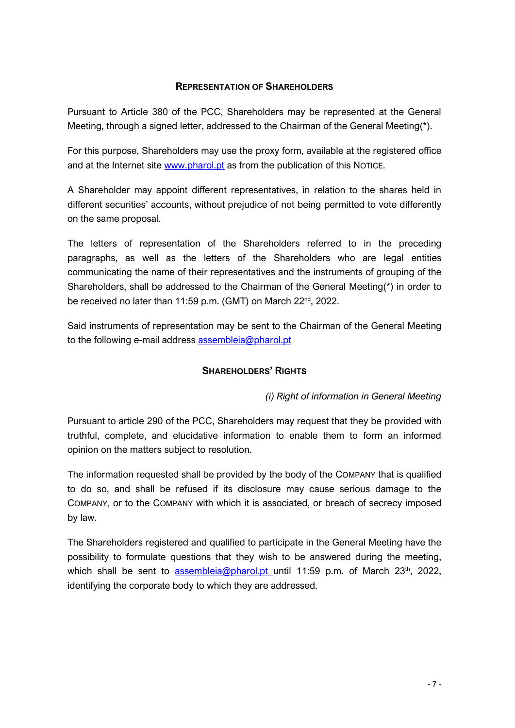## Representation of Shareholders

Pursuant to Article 380 of the PCC, Shareholders may be represented at the General Meeting, through a signed letter, addressed to the Chairman of the General Meeting(*).

For this purpose, Shareholders may use the proxy form, available at the registered office and at the Internet site [www.pharol.pt](http://www.pharol.pt) as from the publication of this Notice.

A Shareholder may appoint different representatives, in relation to the shares held in different securities' accounts, without prejudice of not being permitted to vote differently on the same proposal.

The letters of representation of the Shareholders referred to in the preceding paragraphs, as well as the letters of the Shareholders who are legal entities communicating the name of their representatives and the instruments of grouping of the Shareholders, shall be addressed to the Chairman of the General Meeting(*) in order to be received no later than 11:59 p.m. (GMT) on March 22nd, 2022.

Said instruments of representation may be sent to the Chairman of the General Meeting to the following e-mail address [assembleia@pharol.pt](mailto:assembleia@pharol.pt)

## Shareholders' Rights

*(i) Right of information in General Meeting*

Pursuant to article 290 of the PCC, Shareholders may request that they be provided with truthful, complete, and elucidative information to enable them to form an informed opinion on the matters subject to resolution.

The information requested shall be provided by the body of the Company that is qualified to do so, and shall be refused if its disclosure may cause serious damage to the Company, or to the Company with which it is associated, or breach of secrecy imposed by law.

The Shareholders registered and qualified to participate in the General Meeting have the possibility to formulate questions that they wish to be answered during the meeting, which shall be sent to [assembleia@pharol.pt](mailto:assembleia@pharol.pt) until 11:59 p.m. of March 23th, 2022, identifying the corporate body to which they are addressed.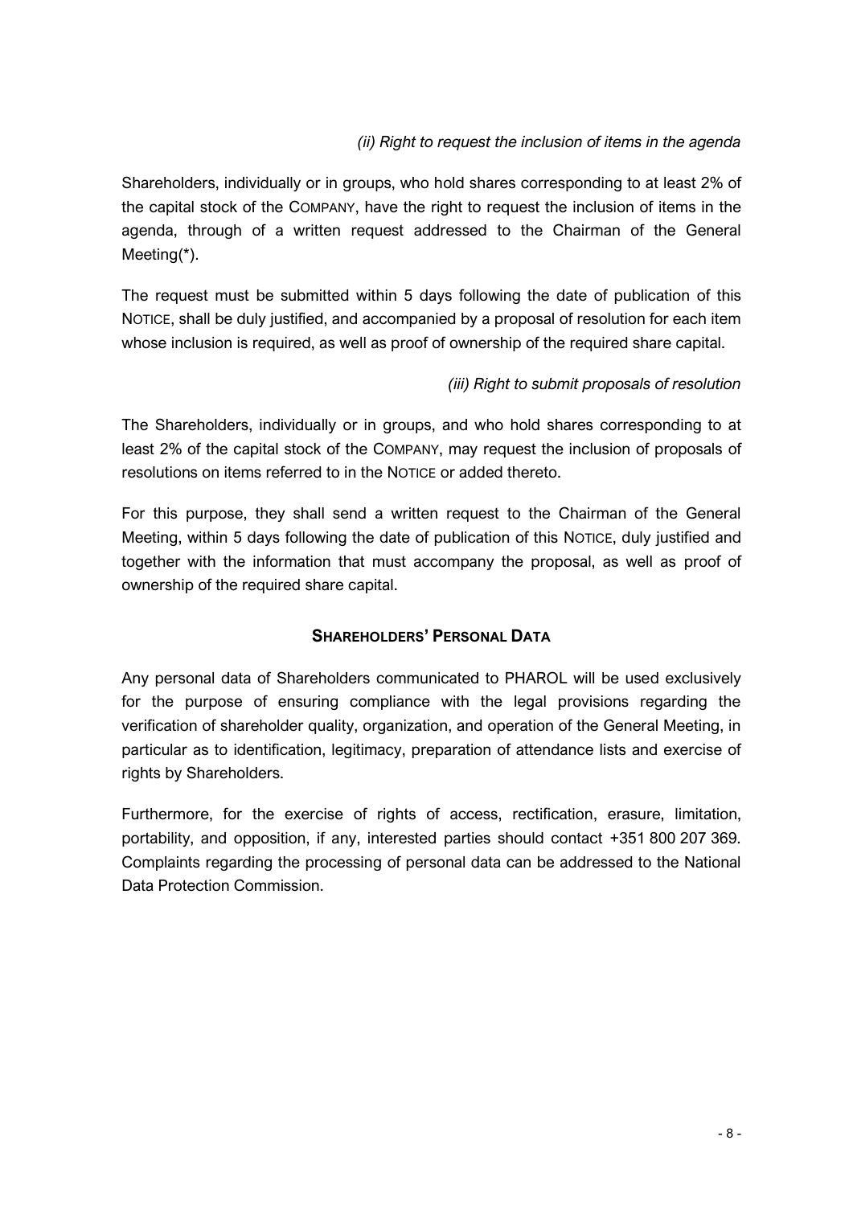*(ii) Right to request the inclusion of items in the agenda*

Shareholders, individually or in groups, who hold shares corresponding to at least 2% of the capital stock of the COMPANY, have the right to request the inclusion of items in the agenda, through of a written request addressed to the Chairman of the General Meeting(*).

The request must be submitted within 5 days following the date of publication of this NOTICE, shall be duly justified, and accompanied by a proposal of resolution for each item whose inclusion is required, as well as proof of ownership of the required share capital.

*(iii) Right to submit proposals of resolution*

The Shareholders, individually or in groups, and who hold shares corresponding to at least 2% of the capital stock of the COMPANY, may request the inclusion of proposals of resolutions on items referred to in the NOTICE or added thereto.

For this purpose, they shall send a written request to the Chairman of the General Meeting, within 5 days following the date of publication of this NOTICE, duly justified and together with the information that must accompany the proposal, as well as proof of ownership of the required share capital.

## SHAREHOLDERS' PERSONAL DATA

Any personal data of Shareholders communicated to PHAROL will be used exclusively for the purpose of ensuring compliance with the legal provisions regarding the verification of shareholder quality, organization, and operation of the General Meeting, in particular as to identification, legitimacy, preparation of attendance lists and exercise of rights by Shareholders.

Furthermore, for the exercise of rights of access, rectification, erasure, limitation, portability, and opposition, if any, interested parties should contact +351 800 207 369. Complaints regarding the processing of personal data can be addressed to the National Data Protection Commission.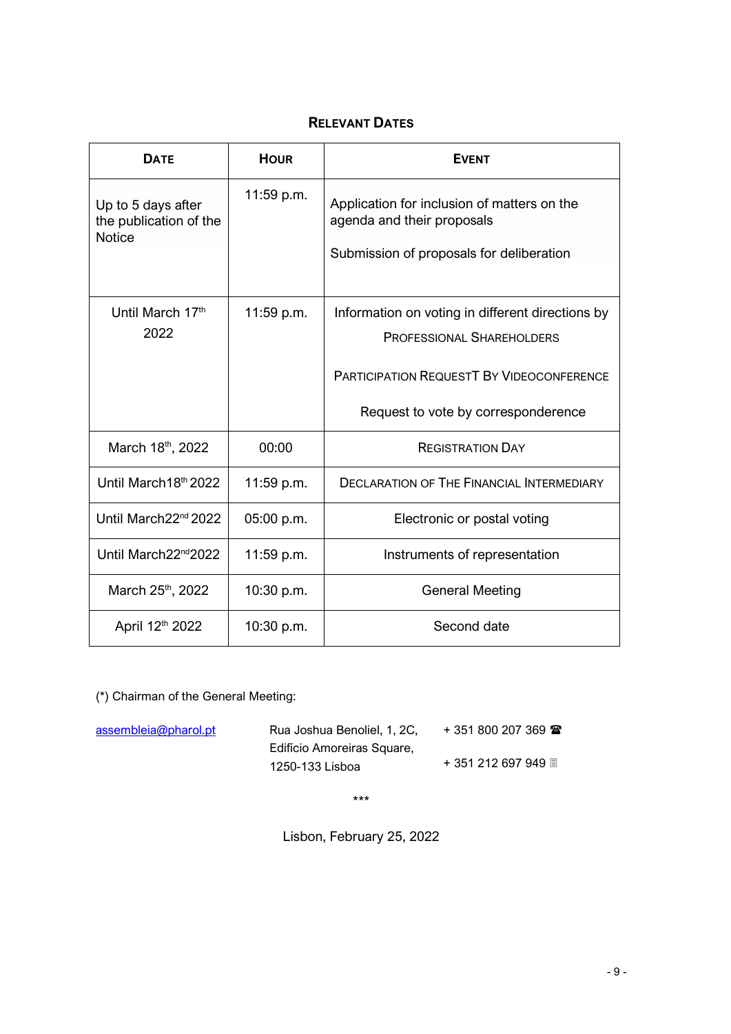## RELEVANT DATES

| DATE | HOUR | EVENT |
| --- | --- | --- |
| Up to 5 days after the publication of the Notice | 11:59 p.m. | Application for inclusion of matters on the agenda and their proposals<br><br>Submission of proposals for deliberation |
| Until March 17th 2022 | 11:59 p.m. | Information on voting in different directions by PROFESSIONAL SHAREHOLDERS<br><br>PARTICIPATION REQUESTT BY VIDEOCONFERENCE<br><br>Request to vote by correspondernce |
| March 18th, 2022 | 00:00 | REGISTRATION DAY |
| Until March18th 2022 | 11:59 p.m. | DECLARATION OF THE FINANCIAL INTERMEDIARY |
| Until March22nd 2022 | 05:00 p.m. | Electronic or postal voting |
| Until March22nd2022 | 11:59 p.m. | Instruments of representation |
| March 25th, 2022 | 10:30 p.m. | General Meeting |
| April 12th 2022 | 10:30 p.m. | Second date |

(*) Chairman of the General Meeting:

assembleia@pharol.pt

Rua Joshua Benoliel, 1, 2C,
Edifício Amoreiras Square,
1250-133 Lisboa

+ 351 800 207 369 ☎

+ 351 212 697 949

\*\*\*

Lisbon, February 25, 2022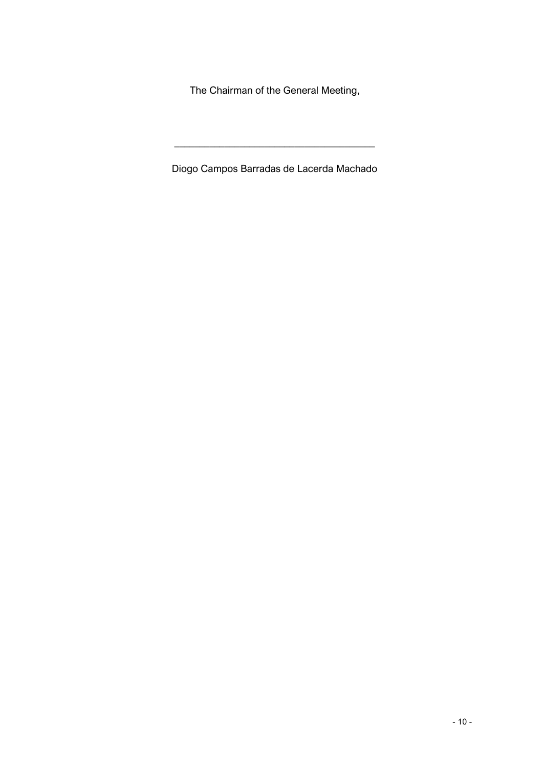The Chairman of the General Meeting,

\_\_\_\_\_\_\_\_\_\_\_\_\_\_\_\_\_\_\_\_\_\_\_\_\_\_\_\_\_\_\_\_\_\_\_\_\_\_\_\_

Diogo Campos Barradas de Lacerda Machado